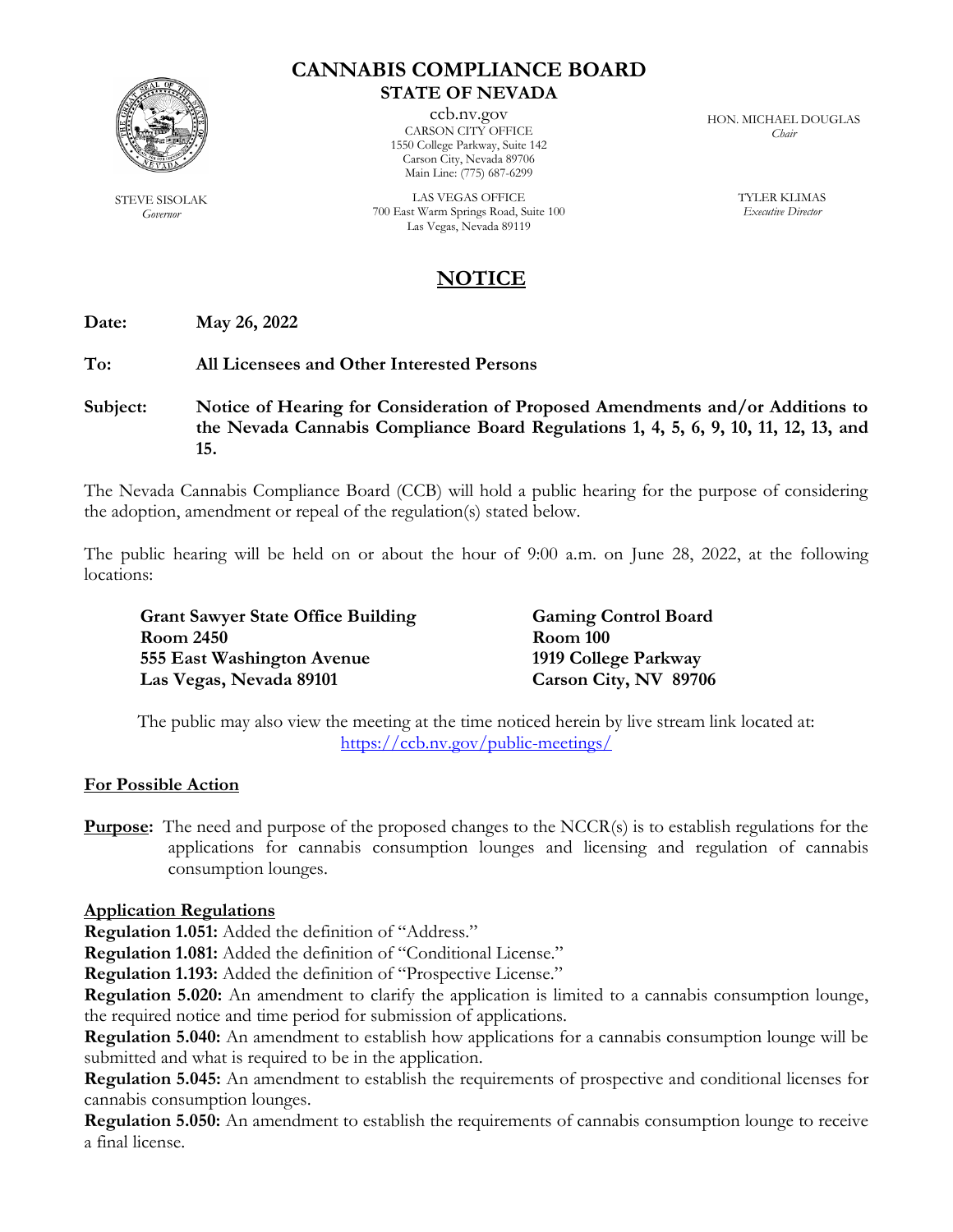# CANNABIS COMPLIANCE BOARD

## STATE OF NEVADA

ccb.nv.gov

CARSON CITY OFFICE
1550 College Parkway, Suite 142
Carson City, Nevada 89706
Main Line: (775) 687-6299

LAS VEGAS OFFICE
700 East Warm Springs Road, Suite 100
Las Vegas, Nevada 89119

STEVE SISOLAK
*Governor*

HON. MICHAEL DOUGLAS
*Chair*

TYLER KLIMAS
*Executive Director*

## NOTICE

**Date:** **May 26, 2022**

**To:** **All Licensees and Other Interested Persons**

**Subject:** **Notice of Hearing for Consideration of Proposed Amendments and/or Additions to the Nevada Cannabis Compliance Board Regulations 1, 4, 5, 6, 9, 10, 11, 12, 13, and 15.**

The Nevada Cannabis Compliance Board (CCB) will hold a public hearing for the purpose of considering the adoption, amendment or repeal of the regulation(s) stated below.

The public hearing will be held on or about the hour of 9:00 a.m. on June 28, 2022, at the following locations:

**Grant Sawyer State Office Building**
**Room 2450**
**555 East Washington Avenue**
**Las Vegas, Nevada 89101**

**Gaming Control Board**
**Room 100**
**1919 College Parkway**
**Carson City, NV 89706**

The public may also view the meeting at the time noticed herein by live stream link located at: https://ccb.nv.gov/public-meetings/

**For Possible Action**

**Purpose:** The need and purpose of the proposed changes to the NCCR(s) is to establish regulations for the applications for cannabis consumption lounges and licensing and regulation of cannabis consumption lounges.

**Application Regulations**

**Regulation 1.051:** Added the definition of "Address."
**Regulation 1.081:** Added the definition of "Conditional License."
**Regulation 1.193:** Added the definition of "Prospective License."
**Regulation 5.020:** An amendment to clarify the application is limited to a cannabis consumption lounge, the required notice and time period for submission of applications.
**Regulation 5.040:** An amendment to establish how applications for a cannabis consumption lounge will be submitted and what is required to be in the application.
**Regulation 5.045:** An amendment to establish the requirements of prospective and conditional licenses for cannabis consumption lounges.
**Regulation 5.050:** An amendment to establish the requirements of cannabis consumption lounge to receive a final license.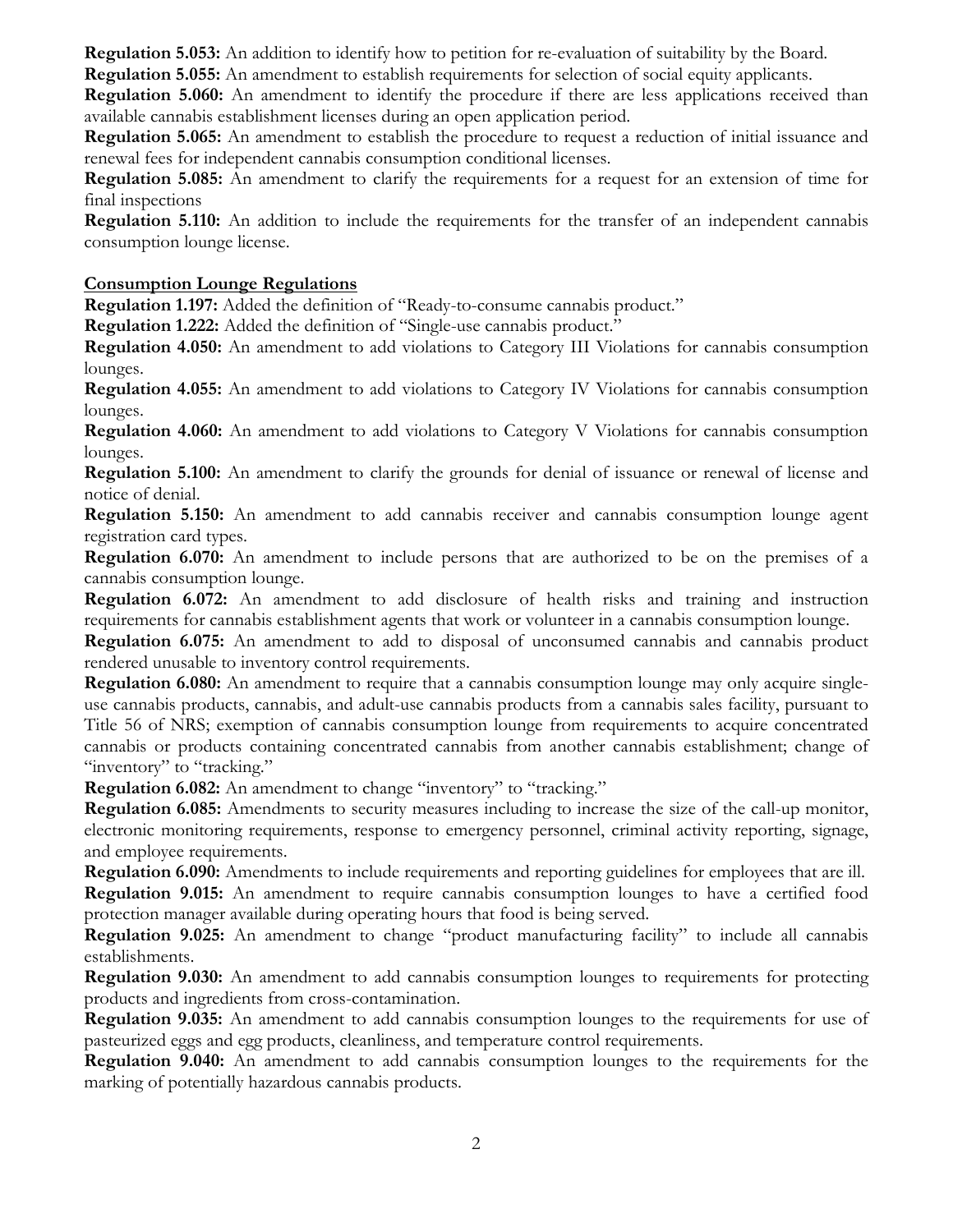**Regulation 5.053:** An addition to identify how to petition for re-evaluation of suitability by the Board.

**Regulation 5.055:** An amendment to establish requirements for selection of social equity applicants.

**Regulation 5.060:** An amendment to identify the procedure if there are less applications received than available cannabis establishment licenses during an open application period.

**Regulation 5.065:** An amendment to establish the procedure to request a reduction of initial issuance and renewal fees for independent cannabis consumption conditional licenses.

**Regulation 5.085:** An amendment to clarify the requirements for a request for an extension of time for final inspections

**Regulation 5.110:** An addition to include the requirements for the transfer of an independent cannabis consumption lounge license.

**Consumption Lounge Regulations**

**Regulation 1.197:** Added the definition of "Ready-to-consume cannabis product."

**Regulation 1.222:** Added the definition of "Single-use cannabis product."

**Regulation 4.050:** An amendment to add violations to Category III Violations for cannabis consumption lounges.

**Regulation 4.055:** An amendment to add violations to Category IV Violations for cannabis consumption lounges.

**Regulation 4.060:** An amendment to add violations to Category V Violations for cannabis consumption lounges.

**Regulation 5.100:** An amendment to clarify the grounds for denial of issuance or renewal of license and notice of denial.

**Regulation 5.150:** An amendment to add cannabis receiver and cannabis consumption lounge agent registration card types.

**Regulation 6.070:** An amendment to include persons that are authorized to be on the premises of a cannabis consumption lounge.

**Regulation 6.072:** An amendment to add disclosure of health risks and training and instruction requirements for cannabis establishment agents that work or volunteer in a cannabis consumption lounge.

**Regulation 6.075:** An amendment to add to disposal of unconsumed cannabis and cannabis product rendered unusable to inventory control requirements.

**Regulation 6.080:** An amendment to require that a cannabis consumption lounge may only acquire single-use cannabis products, cannabis, and adult-use cannabis products from a cannabis sales facility, pursuant to Title 56 of NRS; exemption of cannabis consumption lounge from requirements to acquire concentrated cannabis or products containing concentrated cannabis from another cannabis establishment; change of "inventory" to "tracking."

**Regulation 6.082:** An amendment to change "inventory" to "tracking."

**Regulation 6.085:** Amendments to security measures including to increase the size of the call-up monitor, electronic monitoring requirements, response to emergency personnel, criminal activity reporting, signage, and employee requirements.

**Regulation 6.090:** Amendments to include requirements and reporting guidelines for employees that are ill.

**Regulation 9.015:** An amendment to require cannabis consumption lounges to have a certified food protection manager available during operating hours that food is being served.

**Regulation 9.025:** An amendment to change "product manufacturing facility" to include all cannabis establishments.

**Regulation 9.030:** An amendment to add cannabis consumption lounges to requirements for protecting products and ingredients from cross-contamination.

**Regulation 9.035:** An amendment to add cannabis consumption lounges to the requirements for use of pasteurized eggs and egg products, cleanliness, and temperature control requirements.

**Regulation 9.040:** An amendment to add cannabis consumption lounges to the requirements for the marking of potentially hazardous cannabis products.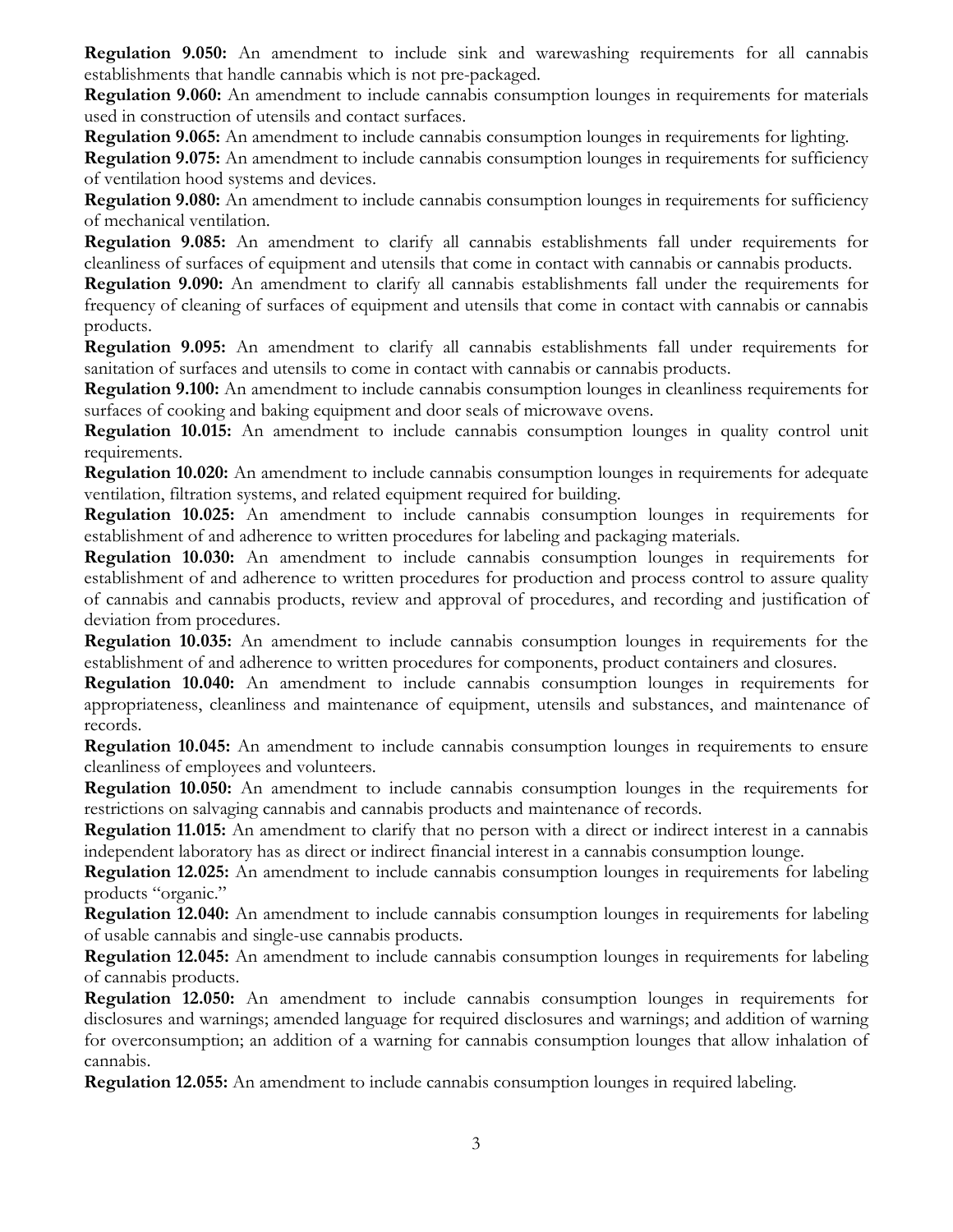**Regulation 9.050:** An amendment to include sink and warewashing requirements for all cannabis establishments that handle cannabis which is not pre-packaged.

**Regulation 9.060:** An amendment to include cannabis consumption lounges in requirements for materials used in construction of utensils and contact surfaces.

**Regulation 9.065:** An amendment to include cannabis consumption lounges in requirements for lighting.

**Regulation 9.075:** An amendment to include cannabis consumption lounges in requirements for sufficiency of ventilation hood systems and devices.

**Regulation 9.080:** An amendment to include cannabis consumption lounges in requirements for sufficiency of mechanical ventilation.

**Regulation 9.085:** An amendment to clarify all cannabis establishments fall under requirements for cleanliness of surfaces of equipment and utensils that come in contact with cannabis or cannabis products.

**Regulation 9.090:** An amendment to clarify all cannabis establishments fall under the requirements for frequency of cleaning of surfaces of equipment and utensils that come in contact with cannabis or cannabis products.

**Regulation 9.095:** An amendment to clarify all cannabis establishments fall under requirements for sanitation of surfaces and utensils to come in contact with cannabis or cannabis products.

**Regulation 9.100:** An amendment to include cannabis consumption lounges in cleanliness requirements for surfaces of cooking and baking equipment and door seals of microwave ovens.

**Regulation 10.015:** An amendment to include cannabis consumption lounges in quality control unit requirements.

**Regulation 10.020:** An amendment to include cannabis consumption lounges in requirements for adequate ventilation, filtration systems, and related equipment required for building.

**Regulation 10.025:** An amendment to include cannabis consumption lounges in requirements for establishment of and adherence to written procedures for labeling and packaging materials.

**Regulation 10.030:** An amendment to include cannabis consumption lounges in requirements for establishment of and adherence to written procedures for production and process control to assure quality of cannabis and cannabis products, review and approval of procedures, and recording and justification of deviation from procedures.

**Regulation 10.035:** An amendment to include cannabis consumption lounges in requirements for the establishment of and adherence to written procedures for components, product containers and closures.

**Regulation 10.040:** An amendment to include cannabis consumption lounges in requirements for appropriateness, cleanliness and maintenance of equipment, utensils and substances, and maintenance of records.

**Regulation 10.045:** An amendment to include cannabis consumption lounges in requirements to ensure cleanliness of employees and volunteers.

**Regulation 10.050:** An amendment to include cannabis consumption lounges in the requirements for restrictions on salvaging cannabis and cannabis products and maintenance of records.

**Regulation 11.015:** An amendment to clarify that no person with a direct or indirect interest in a cannabis independent laboratory has as direct or indirect financial interest in a cannabis consumption lounge.

**Regulation 12.025:** An amendment to include cannabis consumption lounges in requirements for labeling products "organic."

**Regulation 12.040:** An amendment to include cannabis consumption lounges in requirements for labeling of usable cannabis and single-use cannabis products.

**Regulation 12.045:** An amendment to include cannabis consumption lounges in requirements for labeling of cannabis products.

**Regulation 12.050:** An amendment to include cannabis consumption lounges in requirements for disclosures and warnings; amended language for required disclosures and warnings; and addition of warning for overconsumption; an addition of a warning for cannabis consumption lounges that allow inhalation of cannabis.

**Regulation 12.055:** An amendment to include cannabis consumption lounges in required labeling.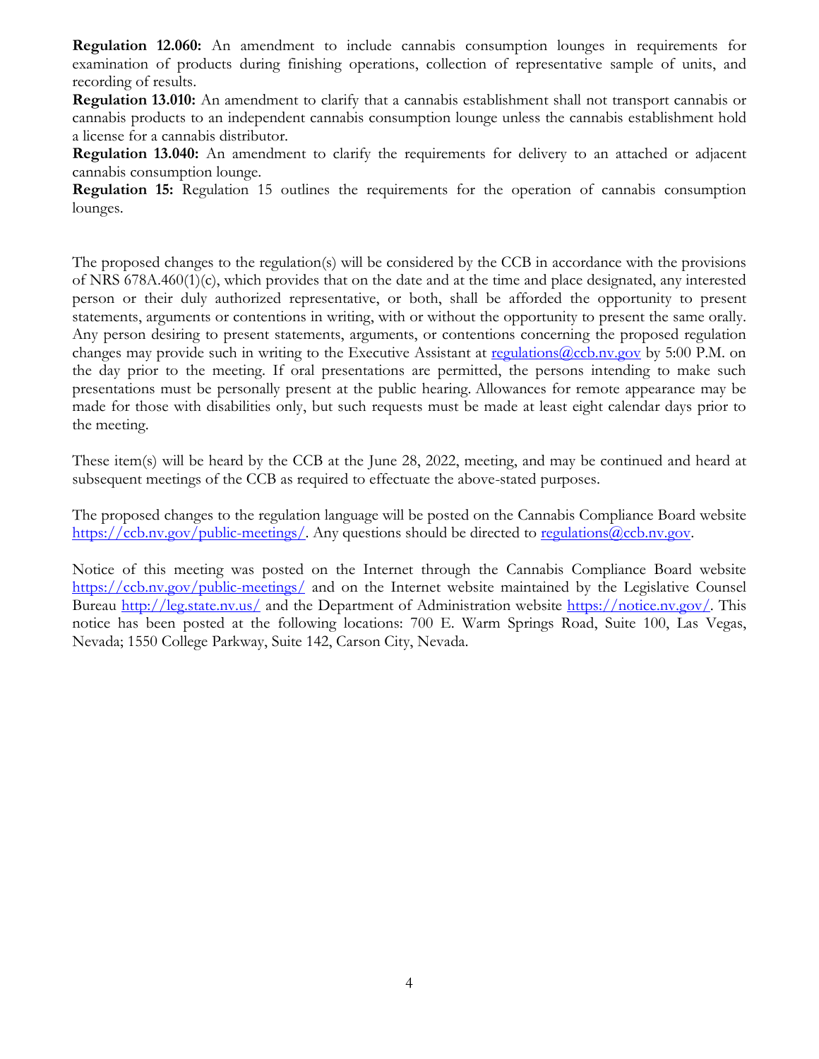**Regulation 12.060:** An amendment to include cannabis consumption lounges in requirements for examination of products during finishing operations, collection of representative sample of units, and recording of results.

**Regulation 13.010:** An amendment to clarify that a cannabis establishment shall not transport cannabis or cannabis products to an independent cannabis consumption lounge unless the cannabis establishment hold a license for a cannabis distributor.

**Regulation 13.040:** An amendment to clarify the requirements for delivery to an attached or adjacent cannabis consumption lounge.

**Regulation 15:** Regulation 15 outlines the requirements for the operation of cannabis consumption lounges.

The proposed changes to the regulation(s) will be considered by the CCB in accordance with the provisions of NRS 678A.460(1)(c), which provides that on the date and at the time and place designated, any interested person or their duly authorized representative, or both, shall be afforded the opportunity to present statements, arguments or contentions in writing, with or without the opportunity to present the same orally. Any person desiring to present statements, arguments, or contentions concerning the proposed regulation changes may provide such in writing to the Executive Assistant at [regulations@ccb.nv.gov](mailto:regulations@ccb.nv.gov) by 5:00 P.M. on the day prior to the meeting. If oral presentations are permitted, the persons intending to make such presentations must be personally present at the public hearing. Allowances for remote appearance may be made for those with disabilities only, but such requests must be made at least eight calendar days prior to the meeting.

These item(s) will be heard by the CCB at the June 28, 2022, meeting, and may be continued and heard at subsequent meetings of the CCB as required to effectuate the above-stated purposes.

The proposed changes to the regulation language will be posted on the Cannabis Compliance Board website [https://ccb.nv.gov/public-meetings/](https://ccb.nv.gov/public-meetings/). Any questions should be directed to [regulations@ccb.nv.gov](mailto:regulations@ccb.nv.gov).

Notice of this meeting was posted on the Internet through the Cannabis Compliance Board website [https://ccb.nv.gov/public-meetings/](https://ccb.nv.gov/public-meetings/) and on the Internet website maintained by the Legislative Counsel Bureau [http://leg.state.nv.us/](http://leg.state.nv.us/) and the Department of Administration website [https://notice.nv.gov/](https://notice.nv.gov/). This notice has been posted at the following locations: 700 E. Warm Springs Road, Suite 100, Las Vegas, Nevada; 1550 College Parkway, Suite 142, Carson City, Nevada.